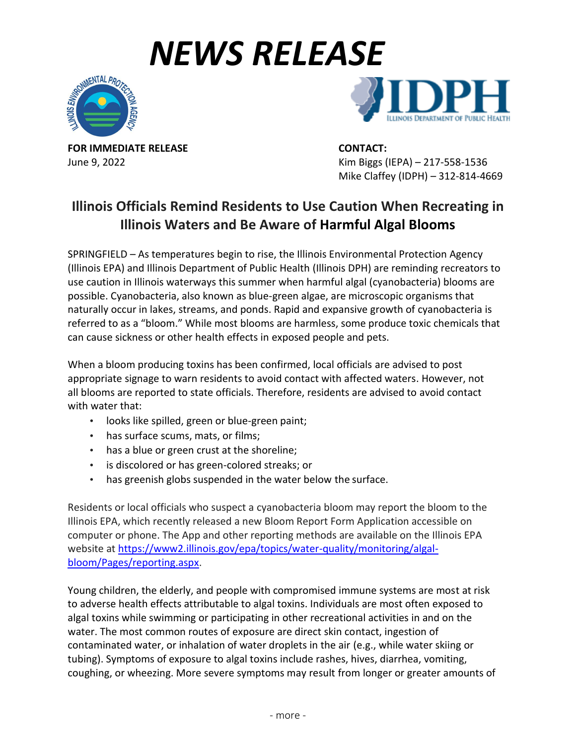# *NEWS RELEASE*

**FOR IMMEDIATE RELEASE**
June 9, 2022

**CONTACT:**
Kim Biggs (IEPA) – 217-558-1536
Mike Claffey (IDPH) – 312-814-4669

## Illinois Officials Remind Residents to Use Caution When Recreating in Illinois Waters and Be Aware of Harmful Algal Blooms

SPRINGFIELD – As temperatures begin to rise, the Illinois Environmental Protection Agency (Illinois EPA) and Illinois Department of Public Health (Illinois DPH) are reminding recreators to use caution in Illinois waterways this summer when harmful algal (cyanobacteria) blooms are possible. Cyanobacteria, also known as blue-green algae, are microscopic organisms that naturally occur in lakes, streams, and ponds. Rapid and expansive growth of cyanobacteria is referred to as a "bloom." While most blooms are harmless, some produce toxic chemicals that can cause sickness or other health effects in exposed people and pets.

When a bloom producing toxins has been confirmed, local officials are advised to post appropriate signage to warn residents to avoid contact with affected waters. However, not all blooms are reported to state officials. Therefore, residents are advised to avoid contact with water that:

- looks like spilled, green or blue-green paint;
- has surface scums, mats, or films;
- has a blue or green crust at the shoreline;
- is discolored or has green-colored streaks; or
- has greenish globs suspended in the water below the surface.

Residents or local officials who suspect a cyanobacteria bloom may report the bloom to the Illinois EPA, which recently released a new Bloom Report Form Application accessible on computer or phone. The App and other reporting methods are available on the Illinois EPA website at https://www2.illinois.gov/epa/topics/water-quality/monitoring/algal-bloom/Pages/reporting.aspx.

Young children, the elderly, and people with compromised immune systems are most at risk to adverse health effects attributable to algal toxins. Individuals are most often exposed to algal toxins while swimming or participating in other recreational activities in and on the water. The most common routes of exposure are direct skin contact, ingestion of contaminated water, or inhalation of water droplets in the air (e.g., while water skiing or tubing). Symptoms of exposure to algal toxins include rashes, hives, diarrhea, vomiting, coughing, or wheezing. More severe symptoms may result from longer or greater amounts of

- more -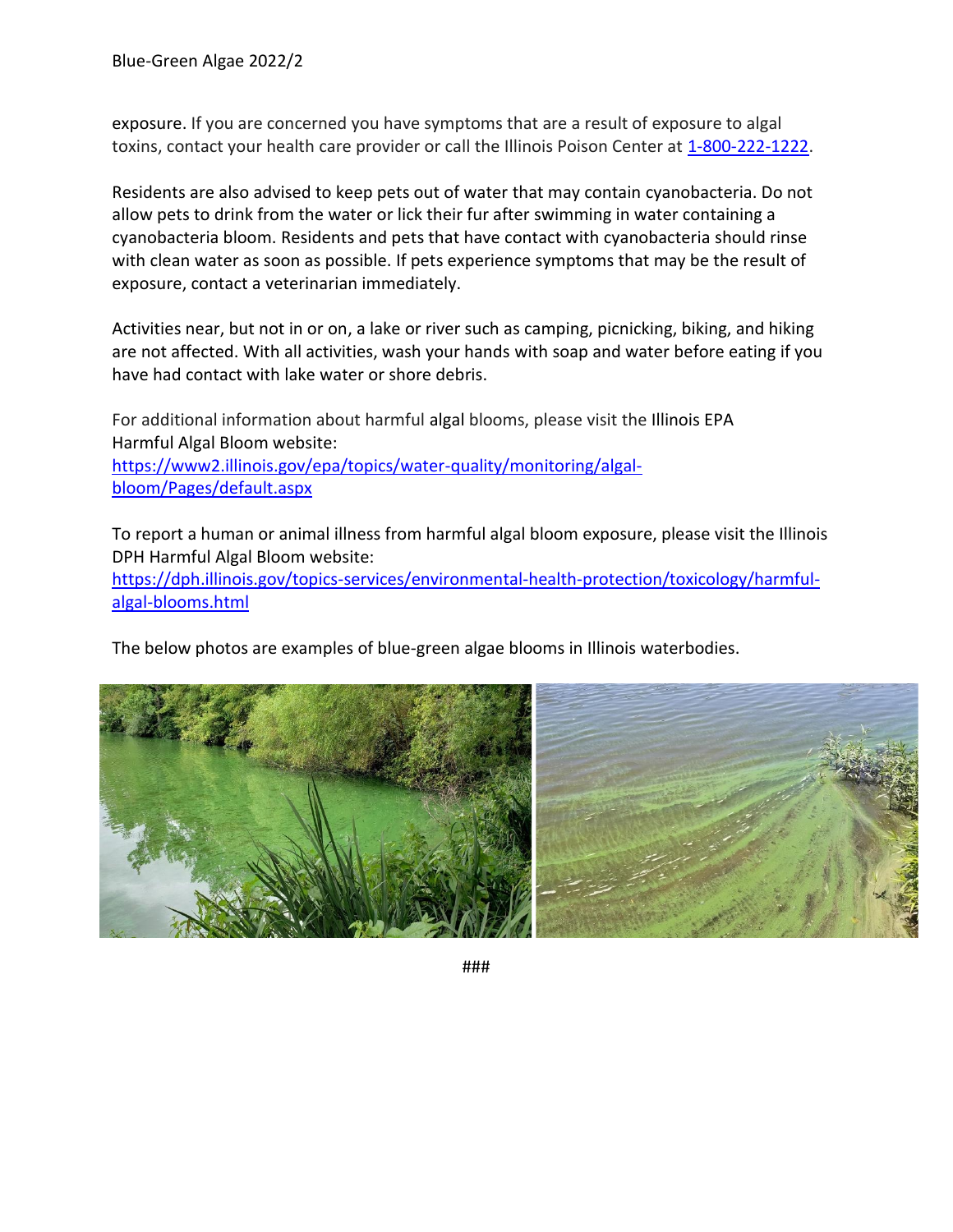exposure. If you are concerned you have symptoms that are a result of exposure to algal toxins, contact your health care provider or call the Illinois Poison Center at 1-800-222-1222.

Residents are also advised to keep pets out of water that may contain cyanobacteria. Do not allow pets to drink from the water or lick their fur after swimming in water containing a cyanobacteria bloom. Residents and pets that have contact with cyanobacteria should rinse with clean water as soon as possible. If pets experience symptoms that may be the result of exposure, contact a veterinarian immediately.

Activities near, but not in or on, a lake or river such as camping, picnicking, biking, and hiking are not affected. With all activities, wash your hands with soap and water before eating if you have had contact with lake water or shore debris.

For additional information about harmful algal blooms, please visit the Illinois EPA Harmful Algal Bloom website:
https://www2.illinois.gov/epa/topics/water-quality/monitoring/algal-bloom/Pages/default.aspx

To report a human or animal illness from harmful algal bloom exposure, please visit the Illinois DPH Harmful Algal Bloom website:
https://dph.illinois.gov/topics-services/environmental-health-protection/toxicology/harmful-algal-blooms.html

The below photos are examples of blue-green algae blooms in Illinois waterbodies.

###